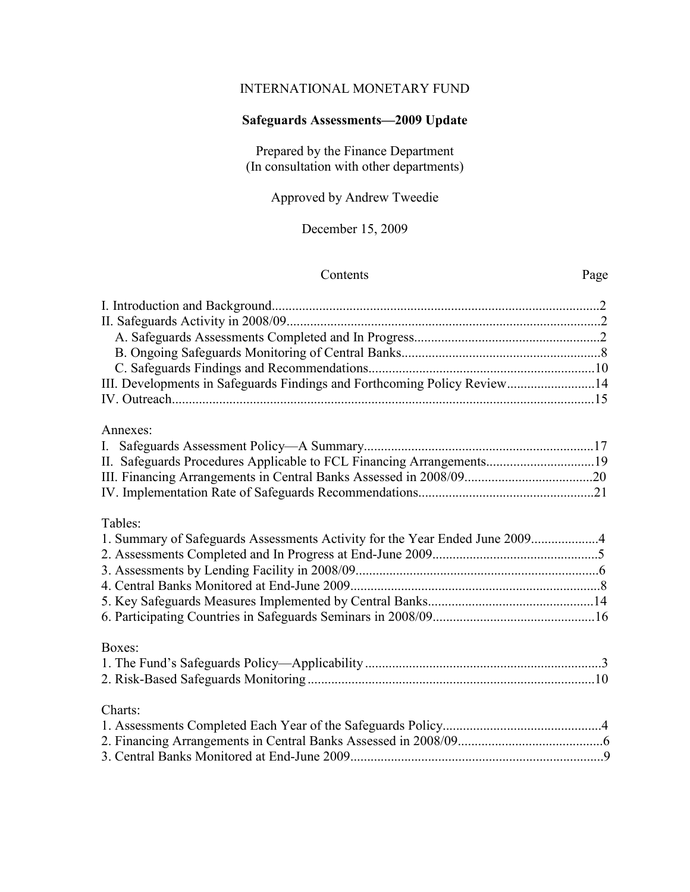INTERNATIONAL MONETARY FUND

# Safeguards Assessments—2009 Update

Prepared by the Finance Department
(In consultation with other departments)

Approved by Andrew Tweedie

December 15, 2009

| Contents | Page |
|---|---|
| I. Introduction and Background | 2 |
| II. Safeguards Activity in 2008/09 | 2 |
| A. Safeguards Assessments Completed and In Progress | 2 |
| B. Ongoing Safeguards Monitoring of Central Banks | 8 |
| C. Safeguards Findings and Recommendations | 10 |
| III. Developments in Safeguards Findings and Forthcoming Policy Review | 14 |
| IV. Outreach | 15 |

Annexes:

| | |
|---|---|
| I. Safeguards Assessment Policy—A Summary | 17 |
| II. Safeguards Procedures Applicable to FCL Financing Arrangements | 19 |
| III. Financing Arrangements in Central Banks Assessed in 2008/09 | 20 |
| IV. Implementation Rate of Safeguards Recommendations | 21 |

Tables:

| | |
|---|---|
| 1. Summary of Safeguards Assessments Activity for the Year Ended June 2009 | 4 |
| 2. Assessments Completed and In Progress at End-June 2009 | 5 |
| 3. Assessments by Lending Facility in 2008/09 | 6 |
| 4. Central Banks Monitored at End-June 2009 | 8 |
| 5. Key Safeguards Measures Implemented by Central Banks | 14 |
| 6. Participating Countries in Safeguards Seminars in 2008/09 | 16 |

Boxes:

| | |
|---|---|
| 1. The Fund's Safeguards Policy—Applicability | 3 |
| 2. Risk-Based Safeguards Monitoring | 10 |

Charts:

| | |
|---|---|
| 1. Assessments Completed Each Year of the Safeguards Policy | 4 |
| 2. Financing Arrangements in Central Banks Assessed in 2008/09 | 6 |
| 3. Central Banks Monitored at End-June 2009 | 9 |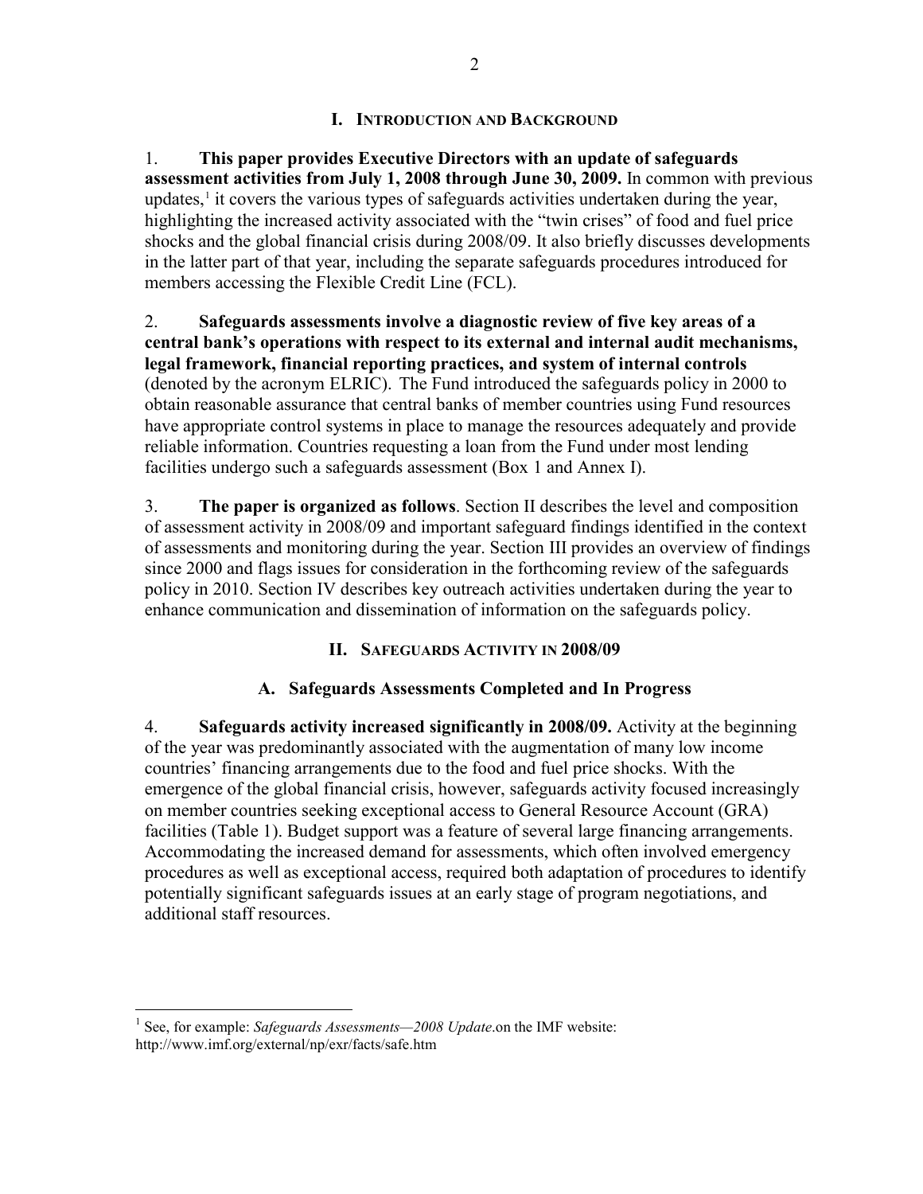# I. INTRODUCTION AND BACKGROUND

1. **This paper provides Executive Directors with an update of safeguards assessment activities from July 1, 2008 through June 30, 2009.** In common with previous updates,[1] it covers the various types of safeguards activities undertaken during the year, highlighting the increased activity associated with the "twin crises" of food and fuel price shocks and the global financial crisis during 2008/09. It also briefly discusses developments in the latter part of that year, including the separate safeguards procedures introduced for members accessing the Flexible Credit Line (FCL).

2. **Safeguards assessments involve a diagnostic review of five key areas of a central bank's operations with respect to its external and internal audit mechanisms, legal framework, financial reporting practices, and system of internal controls** (denoted by the acronym ELRIC). The Fund introduced the safeguards policy in 2000 to obtain reasonable assurance that central banks of member countries using Fund resources have appropriate control systems in place to manage the resources adequately and provide reliable information. Countries requesting a loan from the Fund under most lending facilities undergo such a safeguards assessment (Box 1 and Annex I).

3. **The paper is organized as follows**. Section II describes the level and composition of assessment activity in 2008/09 and important safeguard findings identified in the context of assessments and monitoring during the year. Section III provides an overview of findings since 2000 and flags issues for consideration in the forthcoming review of the safeguards policy in 2010. Section IV describes key outreach activities undertaken during the year to enhance communication and dissemination of information on the safeguards policy.

# II. SAFEGUARDS ACTIVITY IN 2008/09

## A. Safeguards Assessments Completed and In Progress

4. **Safeguards activity increased significantly in 2008/09.** Activity at the beginning of the year was predominantly associated with the augmentation of many low income countries' financing arrangements due to the food and fuel price shocks. With the emergence of the global financial crisis, however, safeguards activity focused increasingly on member countries seeking exceptional access to General Resource Account (GRA) facilities (Table 1). Budget support was a feature of several large financing arrangements. Accommodating the increased demand for assessments, which often involved emergency procedures as well as exceptional access, required both adaptation of procedures to identify potentially significant safeguards issues at an early stage of program negotiations, and additional staff resources.

[1] See, for example: *Safeguards Assessments—2008 Update*.on the IMF website: http://www.imf.org/external/np/exr/facts/safe.htm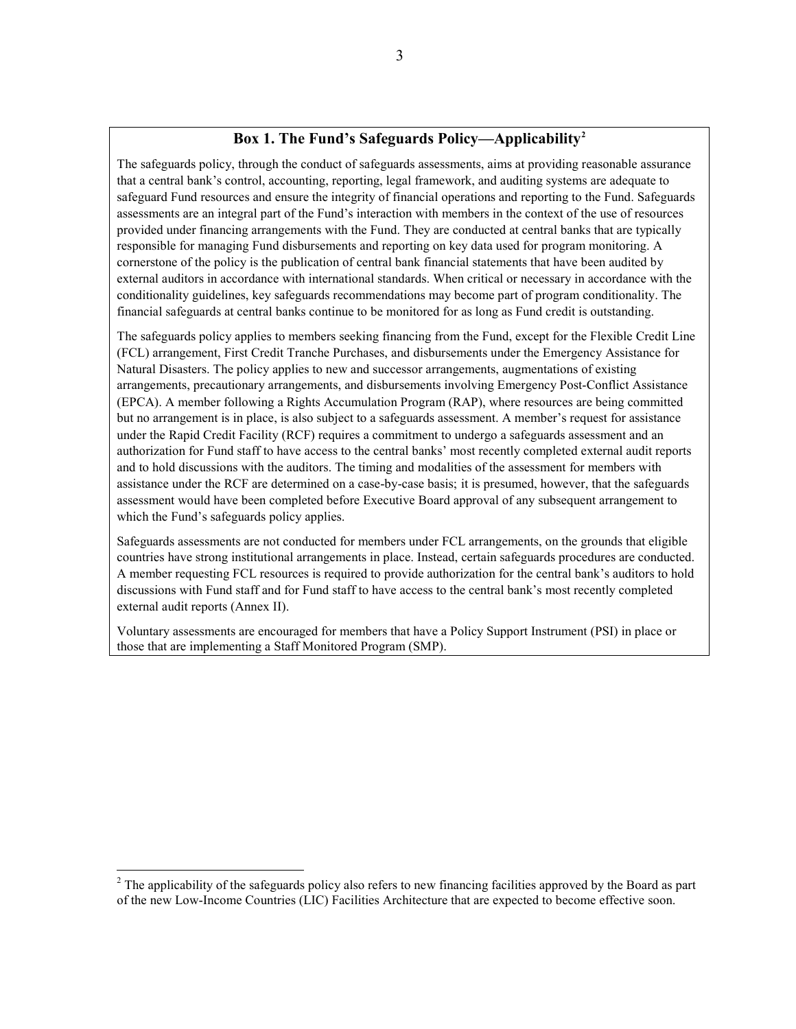## Box 1. The Fund's Safeguards Policy—Applicability[2]

The safeguards policy, through the conduct of safeguards assessments, aims at providing reasonable assurance that a central bank's control, accounting, reporting, legal framework, and auditing systems are adequate to safeguard Fund resources and ensure the integrity of financial operations and reporting to the Fund. Safeguards assessments are an integral part of the Fund's interaction with members in the context of the use of resources provided under financing arrangements with the Fund. They are conducted at central banks that are typically responsible for managing Fund disbursements and reporting on key data used for program monitoring. A cornerstone of the policy is the publication of central bank financial statements that have been audited by external auditors in accordance with international standards. When critical or necessary in accordance with the conditionality guidelines, key safeguards recommendations may become part of program conditionality. The financial safeguards at central banks continue to be monitored for as long as Fund credit is outstanding.

The safeguards policy applies to members seeking financing from the Fund, except for the Flexible Credit Line (FCL) arrangement, First Credit Tranche Purchases, and disbursements under the Emergency Assistance for Natural Disasters. The policy applies to new and successor arrangements, augmentations of existing arrangements, precautionary arrangements, and disbursements involving Emergency Post-Conflict Assistance (EPCA). A member following a Rights Accumulation Program (RAP), where resources are being committed but no arrangement is in place, is also subject to a safeguards assessment. A member's request for assistance under the Rapid Credit Facility (RCF) requires a commitment to undergo a safeguards assessment and an authorization for Fund staff to have access to the central banks' most recently completed external audit reports and to hold discussions with the auditors. The timing and modalities of the assessment for members with assistance under the RCF are determined on a case-by-case basis; it is presumed, however, that the safeguards assessment would have been completed before Executive Board approval of any subsequent arrangement to which the Fund's safeguards policy applies.

Safeguards assessments are not conducted for members under FCL arrangements, on the grounds that eligible countries have strong institutional arrangements in place. Instead, certain safeguards procedures are conducted. A member requesting FCL resources is required to provide authorization for the central bank's auditors to hold discussions with Fund staff and for Fund staff to have access to the central bank's most recently completed external audit reports (Annex II).

Voluntary assessments are encouraged for members that have a Policy Support Instrument (PSI) in place or those that are implementing a Staff Monitored Program (SMP).

[2] The applicability of the safeguards policy also refers to new financing facilities approved by the Board as part of the new Low-Income Countries (LIC) Facilities Architecture that are expected to become effective soon.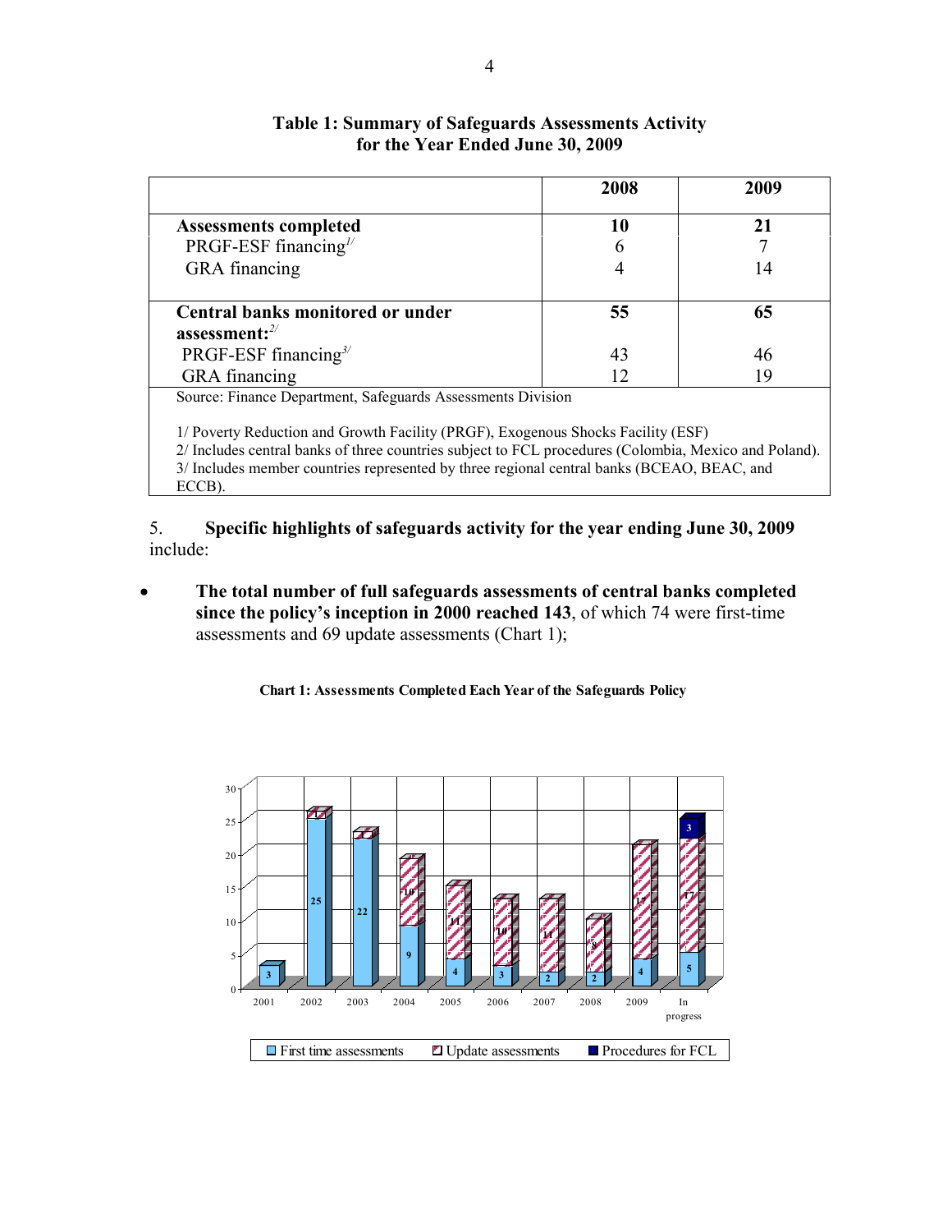**Table 1: Summary of Safeguards Assessments Activity for the Year Ended June 30, 2009**

| | 2008 | 2009 |
|---|---|---|
| **Assessments completed** | **10** | **21** |
| PRGF-ESF financing[1/] | 6 | 7 |
| GRA financing | 4 | 14 |
| **Central banks monitored or under assessment:**[2/] | **55** | **65** |
| PRGF-ESF financing[3/] | 43 | 46 |
| GRA financing | 12 | 19 |

Source: Finance Department, Safeguards Assessments Division

1/ Poverty Reduction and Growth Facility (PRGF), Exogenous Shocks Facility (ESF)
2/ Includes central banks of three countries subject to FCL procedures (Colombia, Mexico and Poland).
3/ Includes member countries represented by three regional central banks (BCEAO, BEAC, and ECCB).

5. **Specific highlights of safeguards activity for the year ending June 30, 2009** include:

- **The total number of full safeguards assessments of central banks completed since the policy's inception in 2000 reached 143**, of which 74 were first-time assessments and 69 update assessments (Chart 1);

**Chart 1: Assessments Completed Each Year of the Safeguards Policy**

| Year | First time assessments | Update assessments | Procedures for FCL |
|---|---|---|---|
| 2001 | 3 | | |
| 2002 | 25 | 1 | |
| 2003 | 22 | 1 | |
| 2004 | 9 | 10 | |
| 2005 | 4 | 11 | |
| 2006 | 3 | 10 | |
| 2007 | 2 | 11 | |
| 2008 | 2 | 8 | |
| 2009 | 4 | 17 | |
| In progress | 5 | 17 | 3 |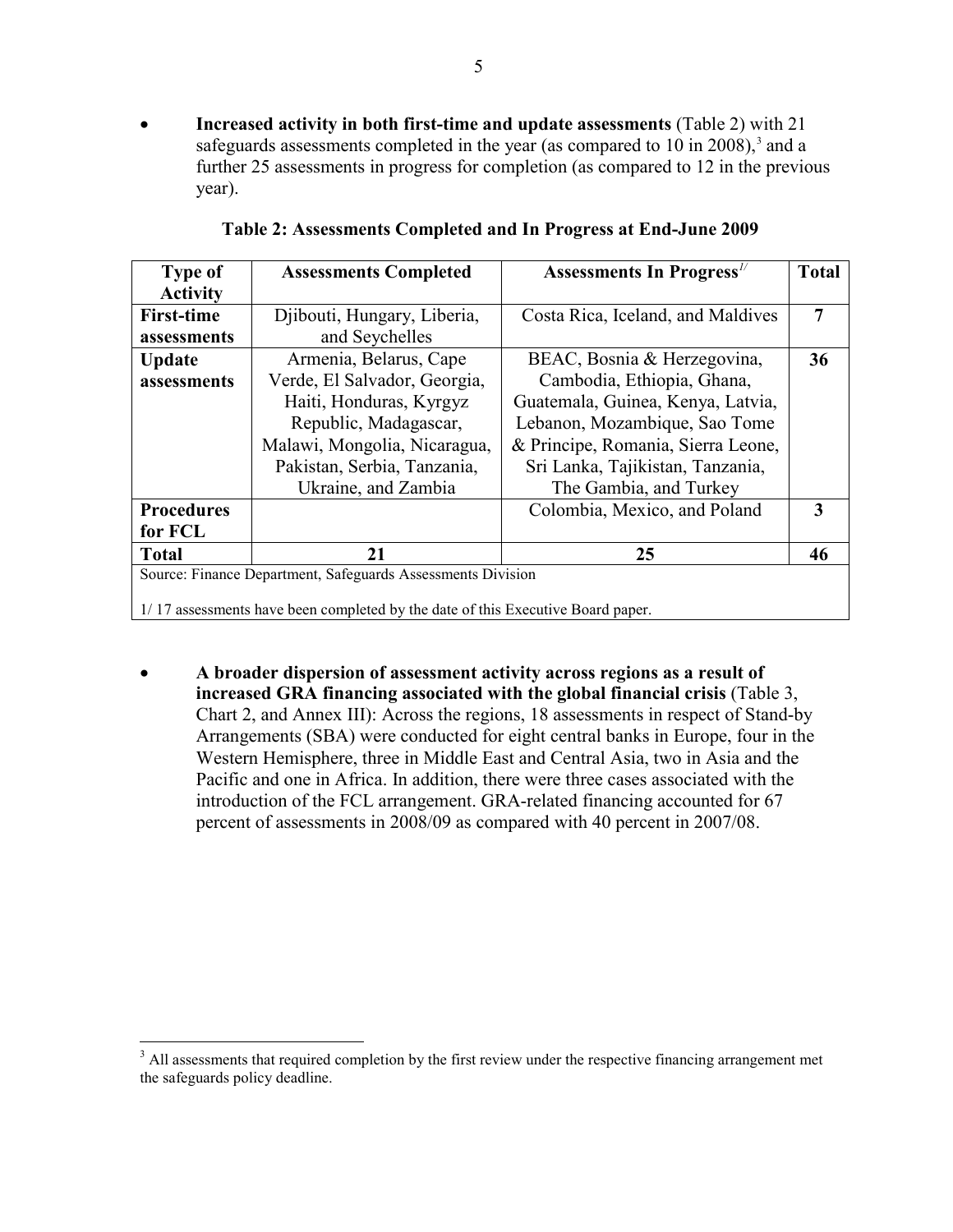- **Increased activity in both first-time and update assessments** (Table 2) with 21 safeguards assessments completed in the year (as compared to 10 in 2008),[3] and a further 25 assessments in progress for completion (as compared to 12 in the previous year).

**Table 2: Assessments Completed and In Progress at End-June 2009**

| Type of Activity | Assessments Completed | Assessments In Progress[1/] | Total |
|---|---|---|---|
| **First-time assessments** | Djibouti, Hungary, Liberia, and Seychelles | Costa Rica, Iceland, and Maldives | **7** |
| **Update assessments** | Armenia, Belarus, Cape Verde, El Salvador, Georgia, Haiti, Honduras, Kyrgyz Republic, Madagascar, Malawi, Mongolia, Nicaragua, Pakistan, Serbia, Tanzania, Ukraine, and Zambia | BEAC, Bosnia & Herzegovina, Cambodia, Ethiopia, Ghana, Guatemala, Guinea, Kenya, Latvia, Lebanon, Mozambique, Sao Tome & Principe, Romania, Sierra Leone, Sri Lanka, Tajikistan, Tanzania, The Gambia, and Turkey | **36** |
| **Procedures for FCL** | | Colombia, Mexico, and Poland | **3** |
| **Total** | **21** | **25** | **46** |

Source: Finance Department, Safeguards Assessments Division

1/ 17 assessments have been completed by the date of this Executive Board paper.

- **A broader dispersion of assessment activity across regions as a result of increased GRA financing associated with the global financial crisis** (Table 3, Chart 2, and Annex III): Across the regions, 18 assessments in respect of Stand-by Arrangements (SBA) were conducted for eight central banks in Europe, four in the Western Hemisphere, three in Middle East and Central Asia, two in Asia and the Pacific and one in Africa. In addition, there were three cases associated with the introduction of the FCL arrangement. GRA-related financing accounted for 67 percent of assessments in 2008/09 as compared with 40 percent in 2007/08.

[3] All assessments that required completion by the first review under the respective financing arrangement met the safeguards policy deadline.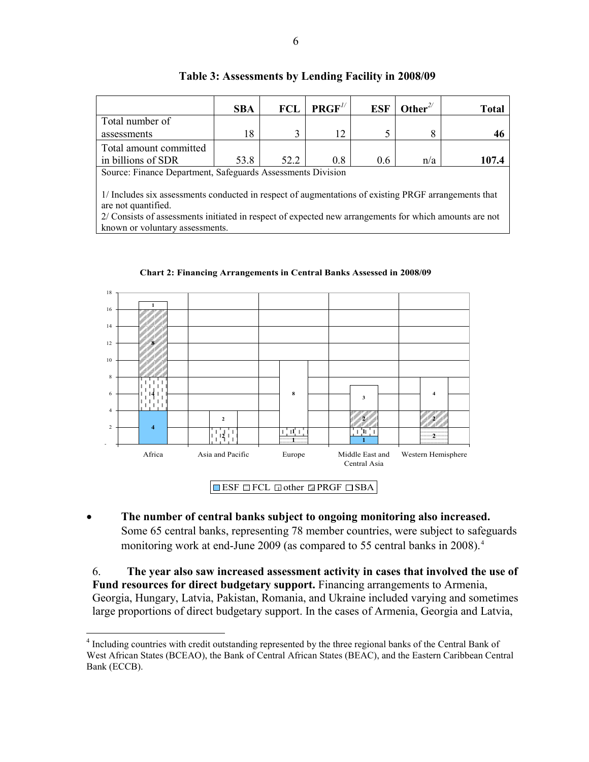**Table 3: Assessments by Lending Facility in 2008/09**

| | SBA | FCL | PRGF[1/] | ESF | Other[2/] | Total |
|---|---|---|---|---|---|---|
| Total number of assessments | 18 | 3 | 12 | 5 | 8 | **46** |
| Total amount committed in billions of SDR | 53.8 | 52.2 | 0.8 | 0.6 | n/a | **107.4** |

Source: Finance Department, Safeguards Assessments Division

1/ Includes six assessments conducted in respect of augmentations of existing PRGF arrangements that are not quantified.
2/ Consists of assessments initiated in respect of expected new arrangements for which amounts are not known or voluntary assessments.

**Chart 2: Financing Arrangements in Central Banks Assessed in 2008/09**

| | ESF | FCL | other | PRGF | SBA |
|---|---|---|---|---|---|
| Africa | 4 | | 4 | 8 | 1 |
| Asia and Pacific | | | 2 | | 2 |
| Europe | | 1 | 1 | | 8 |
| Middle East and Central Asia | 1 | | 1 | 2 | 3 |
| Western Hemisphere | | 2 | | 2 | 4 |

- **The number of central banks subject to ongoing monitoring also increased.** Some 65 central banks, representing 78 member countries, were subject to safeguards monitoring work at end-June 2009 (as compared to 55 central banks in 2008).[4]

6. **The year also saw increased assessment activity in cases that involved the use of Fund resources for direct budgetary support.** Financing arrangements to Armenia, Georgia, Hungary, Latvia, Pakistan, Romania, and Ukraine included varying and sometimes large proportions of direct budgetary support. In the cases of Armenia, Georgia and Latvia,

[4] Including countries with credit outstanding represented by the three regional banks of the Central Bank of West African States (BCEAO), the Bank of Central African States (BEAC), and the Eastern Caribbean Central Bank (ECCB).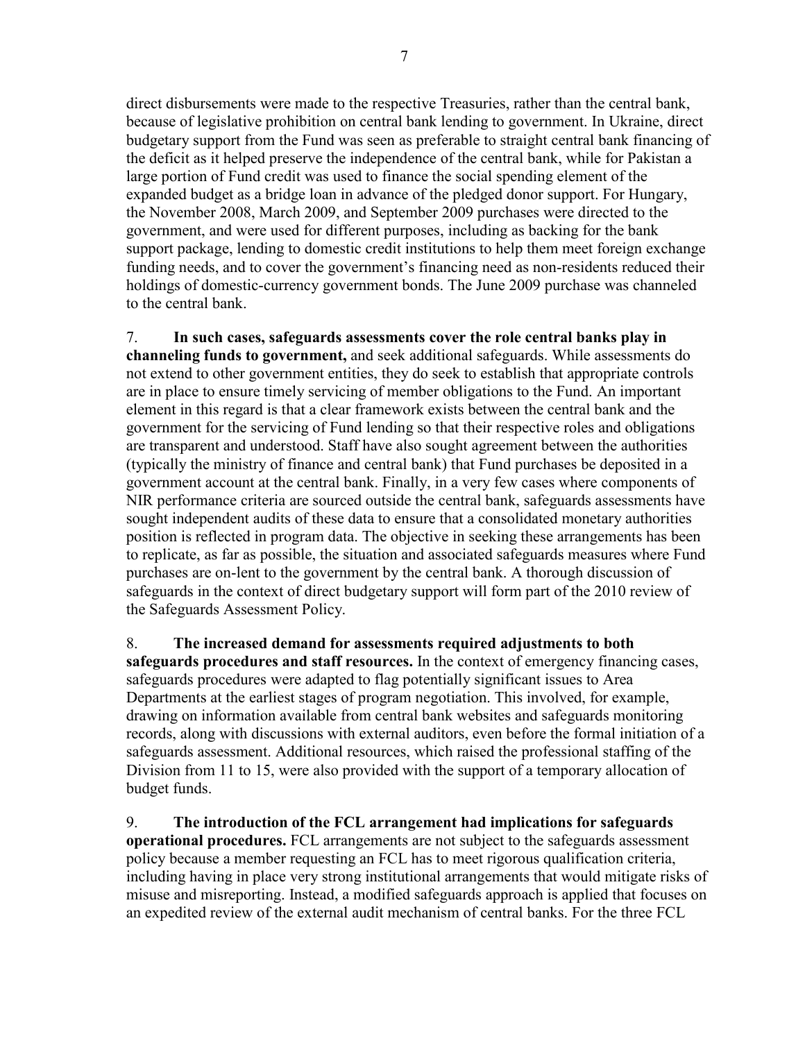direct disbursements were made to the respective Treasuries, rather than the central bank, because of legislative prohibition on central bank lending to government. In Ukraine, direct budgetary support from the Fund was seen as preferable to straight central bank financing of the deficit as it helped preserve the independence of the central bank, while for Pakistan a large portion of Fund credit was used to finance the social spending element of the expanded budget as a bridge loan in advance of the pledged donor support. For Hungary, the November 2008, March 2009, and September 2009 purchases were directed to the government, and were used for different purposes, including as backing for the bank support package, lending to domestic credit institutions to help them meet foreign exchange funding needs, and to cover the government's financing need as non-residents reduced their holdings of domestic-currency government bonds. The June 2009 purchase was channeled to the central bank.

7. **In such cases, safeguards assessments cover the role central banks play in channeling funds to government,** and seek additional safeguards. While assessments do not extend to other government entities, they do seek to establish that appropriate controls are in place to ensure timely servicing of member obligations to the Fund. An important element in this regard is that a clear framework exists between the central bank and the government for the servicing of Fund lending so that their respective roles and obligations are transparent and understood. Staff have also sought agreement between the authorities (typically the ministry of finance and central bank) that Fund purchases be deposited in a government account at the central bank. Finally, in a very few cases where components of NIR performance criteria are sourced outside the central bank, safeguards assessments have sought independent audits of these data to ensure that a consolidated monetary authorities position is reflected in program data. The objective in seeking these arrangements has been to replicate, as far as possible, the situation and associated safeguards measures where Fund purchases are on-lent to the government by the central bank. A thorough discussion of safeguards in the context of direct budgetary support will form part of the 2010 review of the Safeguards Assessment Policy.

8. **The increased demand for assessments required adjustments to both safeguards procedures and staff resources.** In the context of emergency financing cases, safeguards procedures were adapted to flag potentially significant issues to Area Departments at the earliest stages of program negotiation. This involved, for example, drawing on information available from central bank websites and safeguards monitoring records, along with discussions with external auditors, even before the formal initiation of a safeguards assessment. Additional resources, which raised the professional staffing of the Division from 11 to 15, were also provided with the support of a temporary allocation of budget funds.

9. **The introduction of the FCL arrangement had implications for safeguards operational procedures.** FCL arrangements are not subject to the safeguards assessment policy because a member requesting an FCL has to meet rigorous qualification criteria, including having in place very strong institutional arrangements that would mitigate risks of misuse and misreporting. Instead, a modified safeguards approach is applied that focuses on an expedited review of the external audit mechanism of central banks. For the three FCL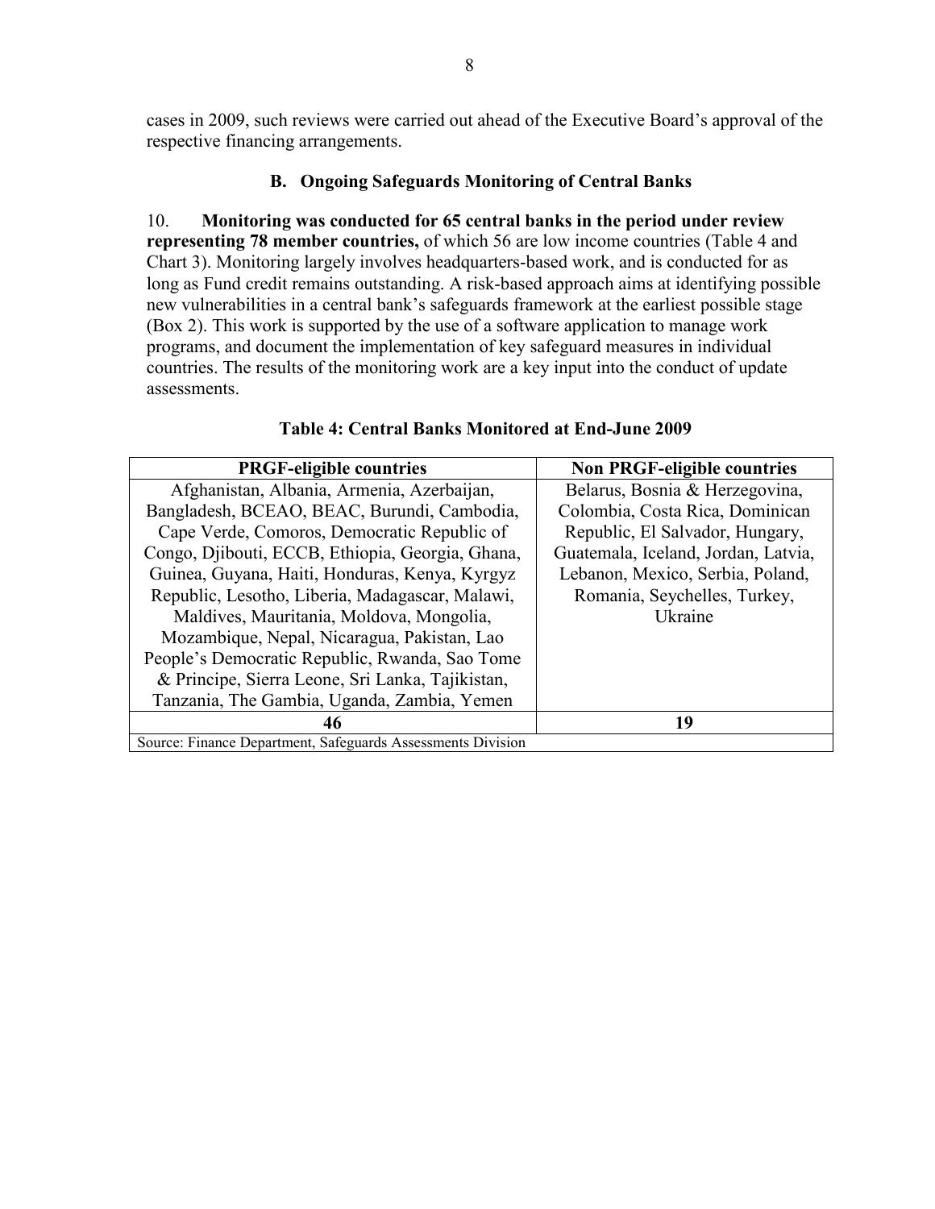cases in 2009, such reviews were carried out ahead of the Executive Board's approval of the respective financing arrangements.

### B. Ongoing Safeguards Monitoring of Central Banks

10. **Monitoring was conducted for 65 central banks in the period under review representing 78 member countries,** of which 56 are low income countries (Table 4 and Chart 3). Monitoring largely involves headquarters-based work, and is conducted for as long as Fund credit remains outstanding. A risk-based approach aims at identifying possible new vulnerabilities in a central bank's safeguards framework at the earliest possible stage (Box 2). This work is supported by the use of a software application to manage work programs, and document the implementation of key safeguard measures in individual countries. The results of the monitoring work are a key input into the conduct of update assessments.

**Table 4: Central Banks Monitored at End-June 2009**

| PRGF-eligible countries | Non PRGF-eligible countries |
|---|---|
| Afghanistan, Albania, Armenia, Azerbaijan, Bangladesh, BCEAO, BEAC, Burundi, Cambodia, Cape Verde, Comoros, Democratic Republic of Congo, Djibouti, ECCB, Ethiopia, Georgia, Ghana, Guinea, Guyana, Haiti, Honduras, Kenya, Kyrgyz Republic, Lesotho, Liberia, Madagascar, Malawi, Maldives, Mauritania, Moldova, Mongolia, Mozambique, Nepal, Nicaragua, Pakistan, Lao People's Democratic Republic, Rwanda, Sao Tome & Principe, Sierra Leone, Sri Lanka, Tajikistan, Tanzania, The Gambia, Uganda, Zambia, Yemen | Belarus, Bosnia & Herzegovina, Colombia, Costa Rica, Dominican Republic, El Salvador, Hungary, Guatemala, Iceland, Jordan, Latvia, Lebanon, Mexico, Serbia, Poland, Romania, Seychelles, Turkey, Ukraine |
| **46** | **19** |

Source: Finance Department, Safeguards Assessments Division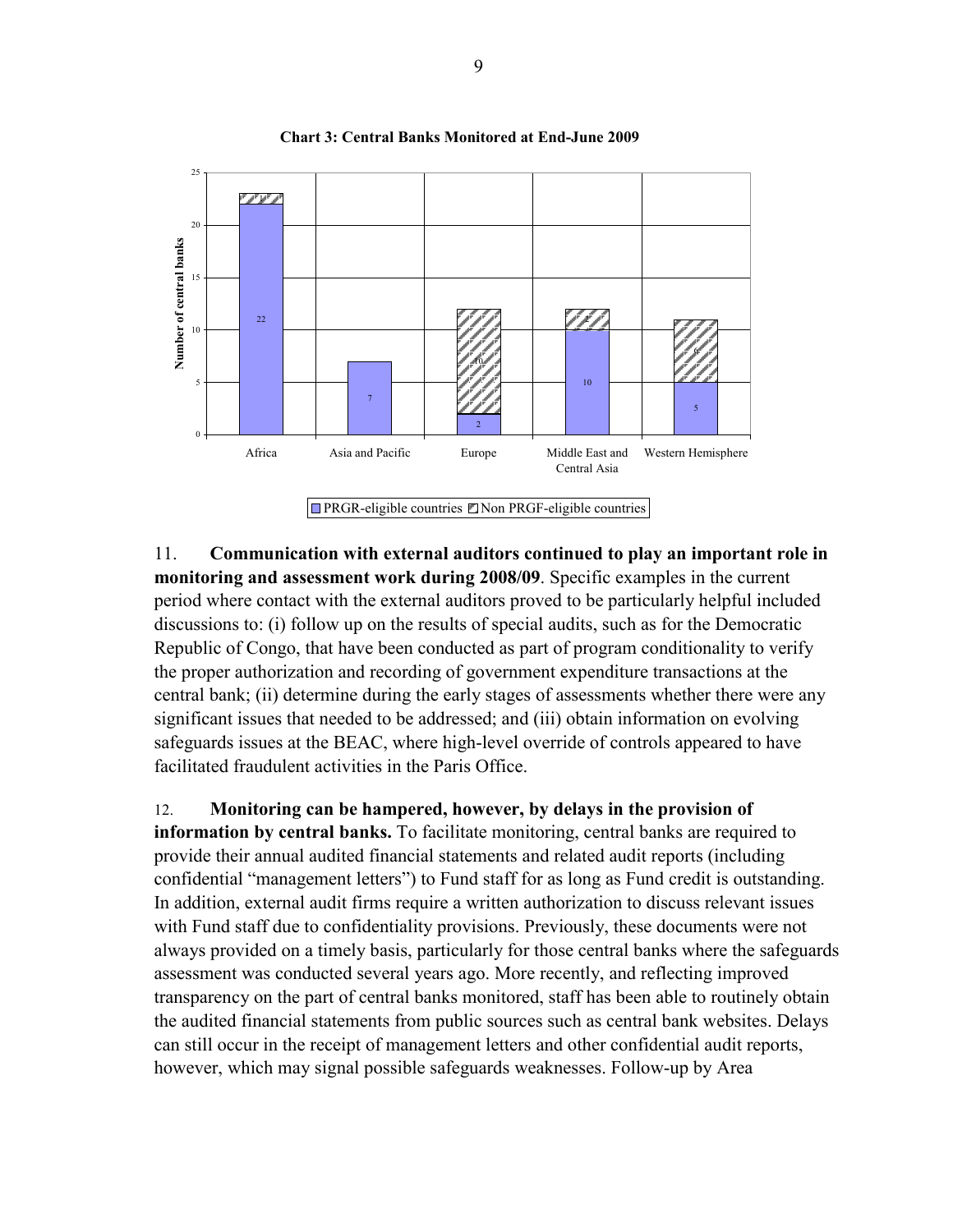**Chart 3: Central Banks Monitored at End-June 2009**

| Region | PRGR-eligible countries | Non PRGF-eligible countries |
|---|---|---|
| Africa | 22 | 1 |
| Asia and Pacific | 7 | |
| Europe | 2 | 10 |
| Middle East and Central Asia | 10 | 2 |
| Western Hemisphere | 5 | 6 |

11. **Communication with external auditors continued to play an important role in monitoring and assessment work during 2008/09**. Specific examples in the current period where contact with the external auditors proved to be particularly helpful included discussions to: (i) follow up on the results of special audits, such as for the Democratic Republic of Congo, that have been conducted as part of program conditionality to verify the proper authorization and recording of government expenditure transactions at the central bank; (ii) determine during the early stages of assessments whether there were any significant issues that needed to be addressed; and (iii) obtain information on evolving safeguards issues at the BEAC, where high-level override of controls appeared to have facilitated fraudulent activities in the Paris Office.

12. **Monitoring can be hampered, however, by delays in the provision of information by central banks.** To facilitate monitoring, central banks are required to provide their annual audited financial statements and related audit reports (including confidential "management letters") to Fund staff for as long as Fund credit is outstanding. In addition, external audit firms require a written authorization to discuss relevant issues with Fund staff due to confidentiality provisions. Previously, these documents were not always provided on a timely basis, particularly for those central banks where the safeguards assessment was conducted several years ago. More recently, and reflecting improved transparency on the part of central banks monitored, staff has been able to routinely obtain the audited financial statements from public sources such as central bank websites. Delays can still occur in the receipt of management letters and other confidential audit reports, however, which may signal possible safeguards weaknesses. Follow-up by Area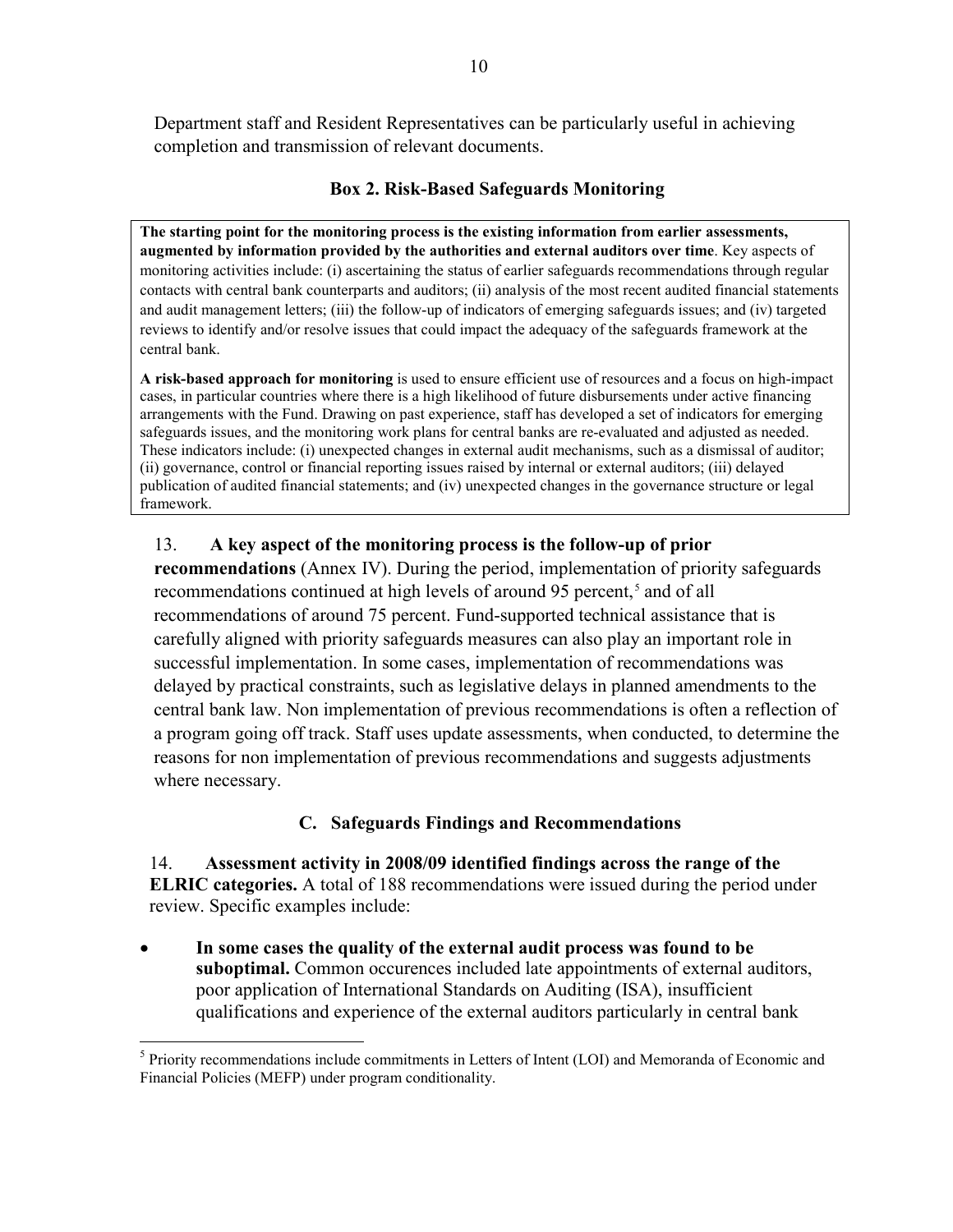Department staff and Resident Representatives can be particularly useful in achieving completion and transmission of relevant documents.

### Box 2. Risk-Based Safeguards Monitoring

**The starting point for the monitoring process is the existing information from earlier assessments, augmented by information provided by the authorities and external auditors over time**. Key aspects of monitoring activities include: (i) ascertaining the status of earlier safeguards recommendations through regular contacts with central bank counterparts and auditors; (ii) analysis of the most recent audited financial statements and audit management letters; (iii) the follow-up of indicators of emerging safeguards issues; and (iv) targeted reviews to identify and/or resolve issues that could impact the adequacy of the safeguards framework at the central bank.

**A risk-based approach for monitoring** is used to ensure efficient use of resources and a focus on high-impact cases, in particular countries where there is a high likelihood of future disbursements under active financing arrangements with the Fund. Drawing on past experience, staff has developed a set of indicators for emerging safeguards issues, and the monitoring work plans for central banks are re-evaluated and adjusted as needed. These indicators include: (i) unexpected changes in external audit mechanisms, such as a dismissal of auditor; (ii) governance, control or financial reporting issues raised by internal or external auditors; (iii) delayed publication of audited financial statements; and (iv) unexpected changes in the governance structure or legal framework.

13. **A key aspect of the monitoring process is the follow-up of prior recommendations** (Annex IV). During the period, implementation of priority safeguards recommendations continued at high levels of around 95 percent,[5] and of all recommendations of around 75 percent. Fund-supported technical assistance that is carefully aligned with priority safeguards measures can also play an important role in successful implementation. In some cases, implementation of recommendations was delayed by practical constraints, such as legislative delays in planned amendments to the central bank law. Non implementation of previous recommendations is often a reflection of a program going off track. Staff uses update assessments, when conducted, to determine the reasons for non implementation of previous recommendations and suggests adjustments where necessary.

## C. Safeguards Findings and Recommendations

14. **Assessment activity in 2008/09 identified findings across the range of the ELRIC categories.** A total of 188 recommendations were issued during the period under review. Specific examples include:

- **In some cases the quality of the external audit process was found to be suboptimal.** Common occurences included late appointments of external auditors, poor application of International Standards on Auditing (ISA), insufficient qualifications and experience of the external auditors particularly in central bank

[5] Priority recommendations include commitments in Letters of Intent (LOI) and Memoranda of Economic and Financial Policies (MEFP) under program conditionality.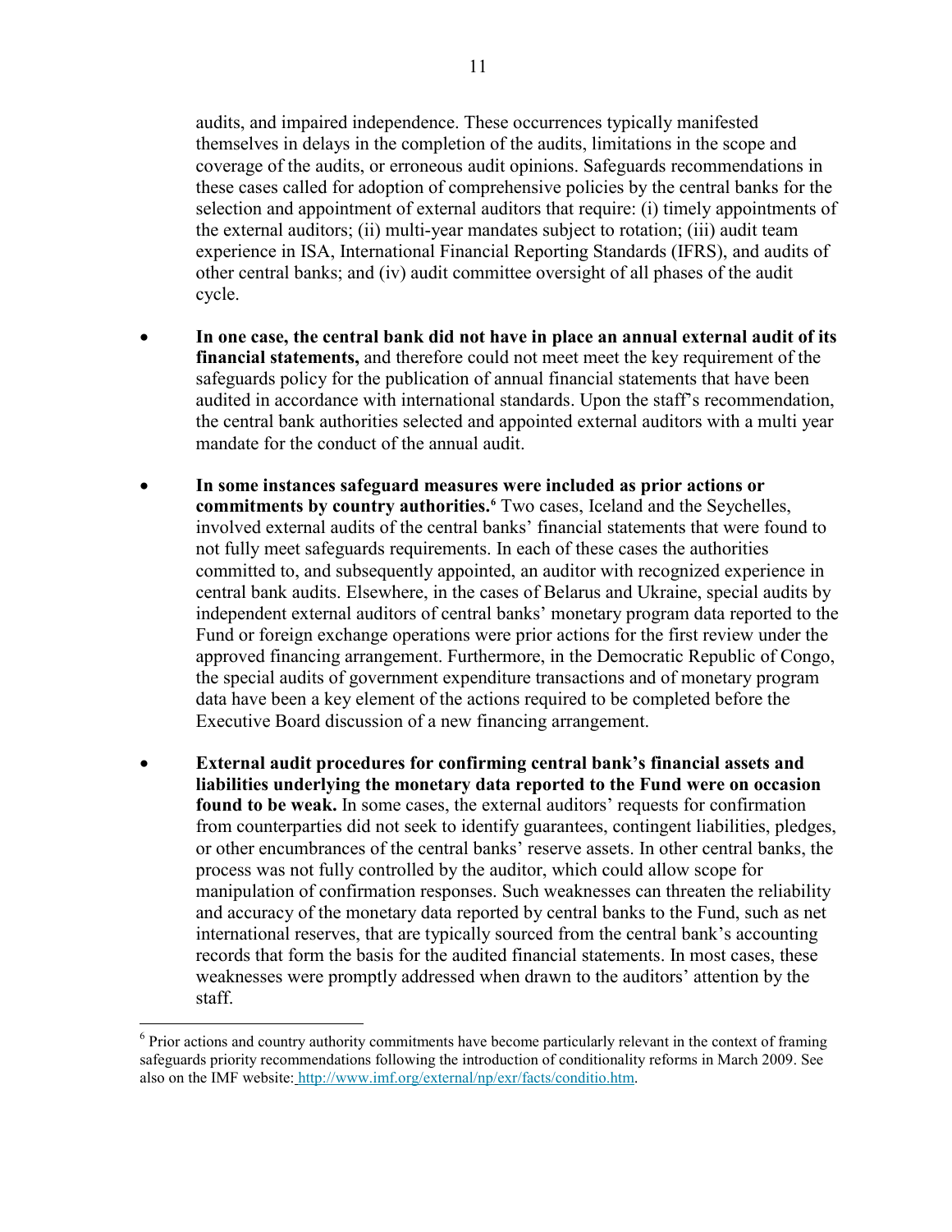audits, and impaired independence. These occurrences typically manifested themselves in delays in the completion of the audits, limitations in the scope and coverage of the audits, or erroneous audit opinions. Safeguards recommendations in these cases called for adoption of comprehensive policies by the central banks for the selection and appointment of external auditors that require: (i) timely appointments of the external auditors; (ii) multi-year mandates subject to rotation; (iii) audit team experience in ISA, International Financial Reporting Standards (IFRS), and audits of other central banks; and (iv) audit committee oversight of all phases of the audit cycle.

- **In one case, the central bank did not have in place an annual external audit of its financial statements,** and therefore could not meet meet the key requirement of the safeguards policy for the publication of annual financial statements that have been audited in accordance with international standards. Upon the staff's recommendation, the central bank authorities selected and appointed external auditors with a multi year mandate for the conduct of the annual audit.

- **In some instances safeguard measures were included as prior actions or commitments by country authorities.**[6] Two cases, Iceland and the Seychelles, involved external audits of the central banks' financial statements that were found to not fully meet safeguards requirements. In each of these cases the authorities committed to, and subsequently appointed, an auditor with recognized experience in central bank audits. Elsewhere, in the cases of Belarus and Ukraine, special audits by independent external auditors of central banks' monetary program data reported to the Fund or foreign exchange operations were prior actions for the first review under the approved financing arrangement. Furthermore, in the Democratic Republic of Congo, the special audits of government expenditure transactions and of monetary program data have been a key element of the actions required to be completed before the Executive Board discussion of a new financing arrangement.

- **External audit procedures for confirming central bank's financial assets and liabilities underlying the monetary data reported to the Fund were on occasion found to be weak.** In some cases, the external auditors' requests for confirmation from counterparties did not seek to identify guarantees, contingent liabilities, pledges, or other encumbrances of the central banks' reserve assets. In other central banks, the process was not fully controlled by the auditor, which could allow scope for manipulation of confirmation responses. Such weaknesses can threaten the reliability and accuracy of the monetary data reported by central banks to the Fund, such as net international reserves, that are typically sourced from the central bank's accounting records that form the basis for the audited financial statements. In most cases, these weaknesses were promptly addressed when drawn to the auditors' attention by the staff.

---

[6] Prior actions and country authority commitments have become particularly relevant in the context of framing safeguards priority recommendations following the introduction of conditionality reforms in March 2009. See also on the IMF website: http://www.imf.org/external/np/exr/facts/conditio.htm.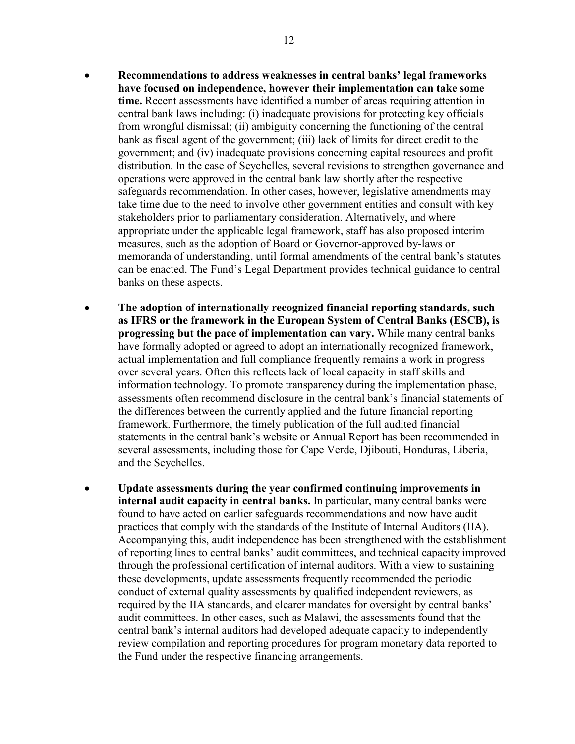- **Recommendations to address weaknesses in central banks' legal frameworks have focused on independence, however their implementation can take some time.** Recent assessments have identified a number of areas requiring attention in central bank laws including: (i) inadequate provisions for protecting key officials from wrongful dismissal; (ii) ambiguity concerning the functioning of the central bank as fiscal agent of the government; (iii) lack of limits for direct credit to the government; and (iv) inadequate provisions concerning capital resources and profit distribution. In the case of Seychelles, several revisions to strengthen governance and operations were approved in the central bank law shortly after the respective safeguards recommendation. In other cases, however, legislative amendments may take time due to the need to involve other government entities and consult with key stakeholders prior to parliamentary consideration. Alternatively, and where appropriate under the applicable legal framework, staff has also proposed interim measures, such as the adoption of Board or Governor-approved by-laws or memoranda of understanding, until formal amendments of the central bank's statutes can be enacted. The Fund's Legal Department provides technical guidance to central banks on these aspects.

- **The adoption of internationally recognized financial reporting standards, such as IFRS or the framework in the European System of Central Banks (ESCB), is progressing but the pace of implementation can vary.** While many central banks have formally adopted or agreed to adopt an internationally recognized framework, actual implementation and full compliance frequently remains a work in progress over several years. Often this reflects lack of local capacity in staff skills and information technology. To promote transparency during the implementation phase, assessments often recommend disclosure in the central bank's financial statements of the differences between the currently applied and the future financial reporting framework. Furthermore, the timely publication of the full audited financial statements in the central bank's website or Annual Report has been recommended in several assessments, including those for Cape Verde, Djibouti, Honduras, Liberia, and the Seychelles.

- **Update assessments during the year confirmed continuing improvements in internal audit capacity in central banks.** In particular, many central banks were found to have acted on earlier safeguards recommendations and now have audit practices that comply with the standards of the Institute of Internal Auditors (IIA). Accompanying this, audit independence has been strengthened with the establishment of reporting lines to central banks' audit committees, and technical capacity improved through the professional certification of internal auditors. With a view to sustaining these developments, update assessments frequently recommended the periodic conduct of external quality assessments by qualified independent reviewers, as required by the IIA standards, and clearer mandates for oversight by central banks' audit committees. In other cases, such as Malawi, the assessments found that the central bank's internal auditors had developed adequate capacity to independently review compilation and reporting procedures for program monetary data reported to the Fund under the respective financing arrangements.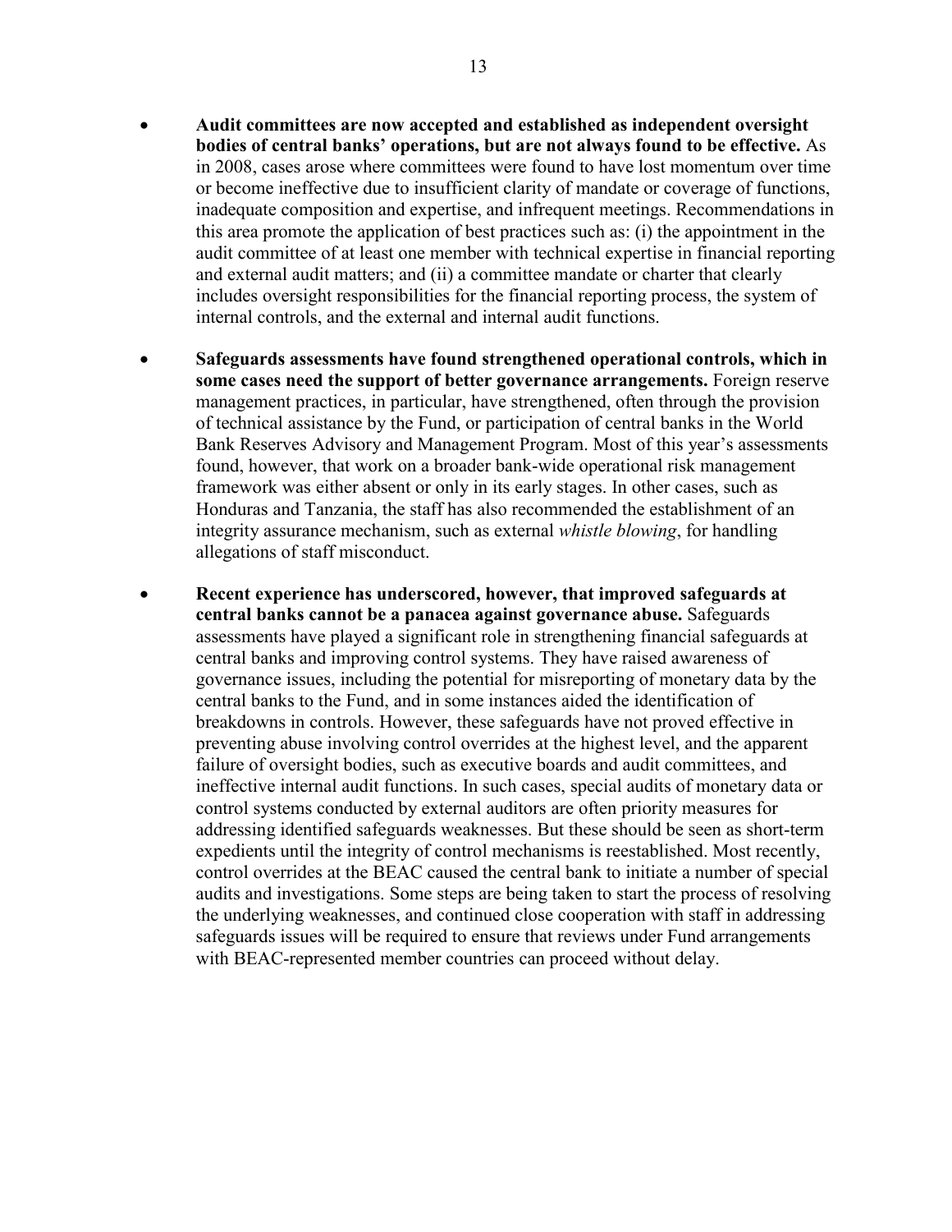- **Audit committees are now accepted and established as independent oversight bodies of central banks' operations, but are not always found to be effective.** As in 2008, cases arose where committees were found to have lost momentum over time or become ineffective due to insufficient clarity of mandate or coverage of functions, inadequate composition and expertise, and infrequent meetings. Recommendations in this area promote the application of best practices such as: (i) the appointment in the audit committee of at least one member with technical expertise in financial reporting and external audit matters; and (ii) a committee mandate or charter that clearly includes oversight responsibilities for the financial reporting process, the system of internal controls, and the external and internal audit functions.

- **Safeguards assessments have found strengthened operational controls, which in some cases need the support of better governance arrangements.** Foreign reserve management practices, in particular, have strengthened, often through the provision of technical assistance by the Fund, or participation of central banks in the World Bank Reserves Advisory and Management Program. Most of this year's assessments found, however, that work on a broader bank-wide operational risk management framework was either absent or only in its early stages. In other cases, such as Honduras and Tanzania, the staff has also recommended the establishment of an integrity assurance mechanism, such as external *whistle blowing*, for handling allegations of staff misconduct.

- **Recent experience has underscored, however, that improved safeguards at central banks cannot be a panacea against governance abuse.** Safeguards assessments have played a significant role in strengthening financial safeguards at central banks and improving control systems. They have raised awareness of governance issues, including the potential for misreporting of monetary data by the central banks to the Fund, and in some instances aided the identification of breakdowns in controls. However, these safeguards have not proved effective in preventing abuse involving control overrides at the highest level, and the apparent failure of oversight bodies, such as executive boards and audit committees, and ineffective internal audit functions. In such cases, special audits of monetary data or control systems conducted by external auditors are often priority measures for addressing identified safeguards weaknesses. But these should be seen as short-term expedients until the integrity of control mechanisms is reestablished. Most recently, control overrides at the BEAC caused the central bank to initiate a number of special audits and investigations. Some steps are being taken to start the process of resolving the underlying weaknesses, and continued close cooperation with staff in addressing safeguards issues will be required to ensure that reviews under Fund arrangements with BEAC-represented member countries can proceed without delay.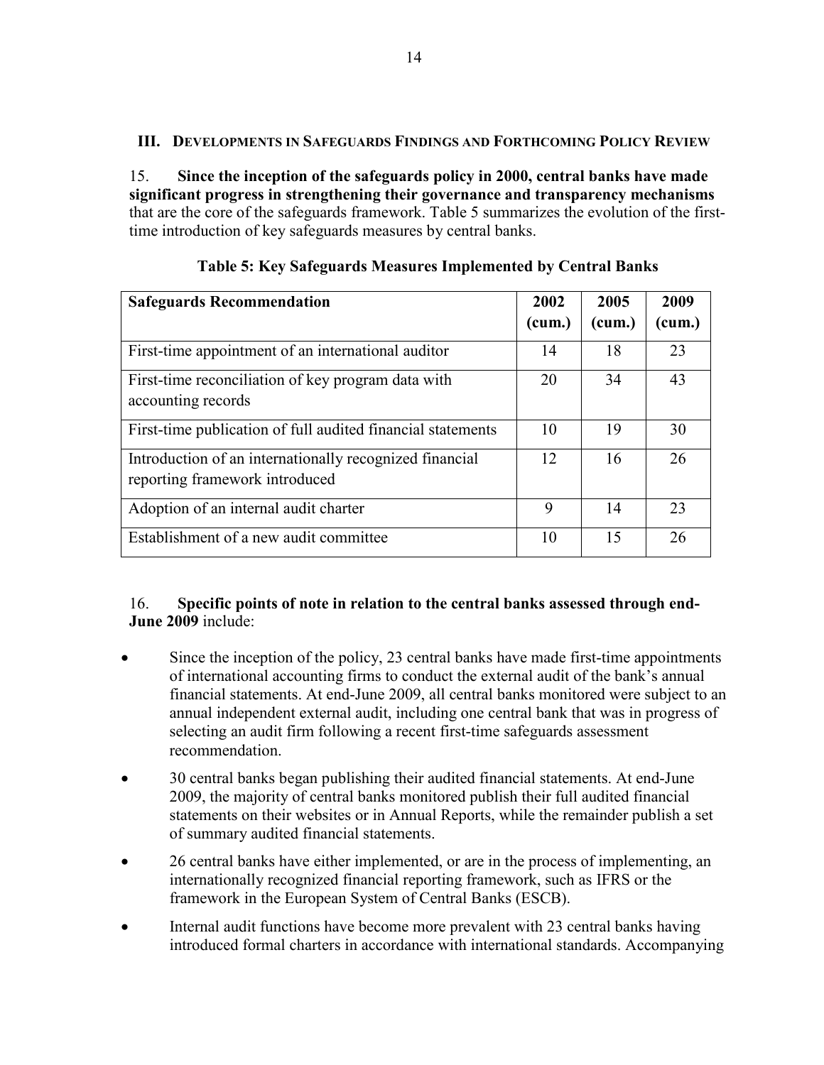## III. Developments in Safeguards Findings and Forthcoming Policy Review

15. **Since the inception of the safeguards policy in 2000, central banks have made significant progress in strengthening their governance and transparency mechanisms** that are the core of the safeguards framework. Table 5 summarizes the evolution of the first-time introduction of key safeguards measures by central banks.

**Table 5: Key Safeguards Measures Implemented by Central Banks**

| Safeguards Recommendation | 2002 (cum.) | 2005 (cum.) | 2009 (cum.) |
|---|---|---|---|
| First-time appointment of an international auditor | 14 | 18 | 23 |
| First-time reconciliation of key program data with accounting records | 20 | 34 | 43 |
| First-time publication of full audited financial statements | 10 | 19 | 30 |
| Introduction of an internationally recognized financial reporting framework introduced | 12 | 16 | 26 |
| Adoption of an internal audit charter | 9 | 14 | 23 |
| Establishment of a new audit committee | 10 | 15 | 26 |

16. **Specific points of note in relation to the central banks assessed through end-June 2009** include:

- Since the inception of the policy, 23 central banks have made first-time appointments of international accounting firms to conduct the external audit of the bank's annual financial statements. At end-June 2009, all central banks monitored were subject to an annual independent external audit, including one central bank that was in progress of selecting an audit firm following a recent first-time safeguards assessment recommendation.
- 30 central banks began publishing their audited financial statements. At end-June 2009, the majority of central banks monitored publish their full audited financial statements on their websites or in Annual Reports, while the remainder publish a set of summary audited financial statements.
- 26 central banks have either implemented, or are in the process of implementing, an internationally recognized financial reporting framework, such as IFRS or the framework in the European System of Central Banks (ESCB).
- Internal audit functions have become more prevalent with 23 central banks having introduced formal charters in accordance with international standards. Accompanying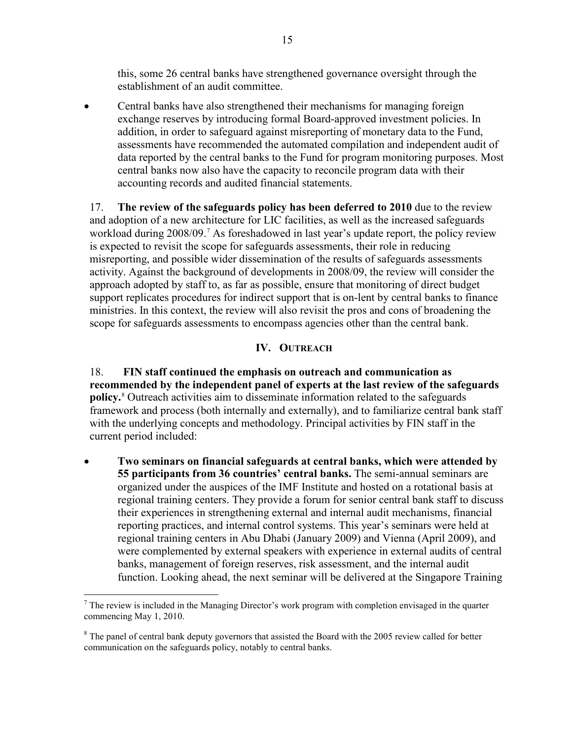this, some 26 central banks have strengthened governance oversight through the establishment of an audit committee.

- Central banks have also strengthened their mechanisms for managing foreign exchange reserves by introducing formal Board-approved investment policies. In addition, in order to safeguard against misreporting of monetary data to the Fund, assessments have recommended the automated compilation and independent audit of data reported by the central banks to the Fund for program monitoring purposes. Most central banks now also have the capacity to reconcile program data with their accounting records and audited financial statements.

17. **The review of the safeguards policy has been deferred to 2010** due to the review and adoption of a new architecture for LIC facilities, as well as the increased safeguards workload during 2008/09.[7] As foreshadowed in last year's update report, the policy review is expected to revisit the scope for safeguards assessments, their role in reducing misreporting, and possible wider dissemination of the results of safeguards assessments activity. Against the background of developments in 2008/09, the review will consider the approach adopted by staff to, as far as possible, ensure that monitoring of direct budget support replicates procedures for indirect support that is on-lent by central banks to finance ministries. In this context, the review will also revisit the pros and cons of broadening the scope for safeguards assessments to encompass agencies other than the central bank.

## IV. Outreach

18. **FIN staff continued the emphasis on outreach and communication as recommended by the independent panel of experts at the last review of the safeguards policy.**[8] Outreach activities aim to disseminate information related to the safeguards framework and process (both internally and externally), and to familiarize central bank staff with the underlying concepts and methodology. Principal activities by FIN staff in the current period included:

- **Two seminars on financial safeguards at central banks, which were attended by 55 participants from 36 countries' central banks.** The semi-annual seminars are organized under the auspices of the IMF Institute and hosted on a rotational basis at regional training centers. They provide a forum for senior central bank staff to discuss their experiences in strengthening external and internal audit mechanisms, financial reporting practices, and internal control systems. This year's seminars were held at regional training centers in Abu Dhabi (January 2009) and Vienna (April 2009), and were complemented by external speakers with experience in external audits of central banks, management of foreign reserves, risk assessment, and the internal audit function. Looking ahead, the next seminar will be delivered at the Singapore Training

[7] The review is included in the Managing Director's work program with completion envisaged in the quarter commencing May 1, 2010.

[8] The panel of central bank deputy governors that assisted the Board with the 2005 review called for better communication on the safeguards policy, notably to central banks.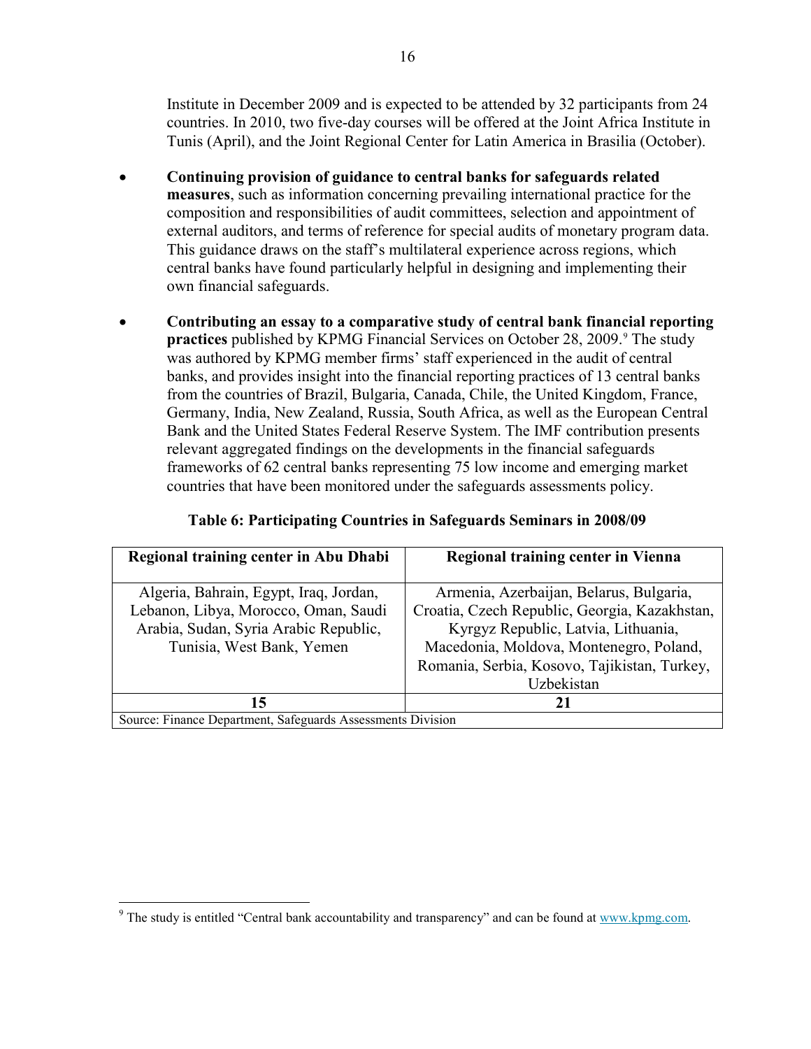Institute in December 2009 and is expected to be attended by 32 participants from 24 countries. In 2010, two five-day courses will be offered at the Joint Africa Institute in Tunis (April), and the Joint Regional Center for Latin America in Brasilia (October).

- **Continuing provision of guidance to central banks for safeguards related measures**, such as information concerning prevailing international practice for the composition and responsibilities of audit committees, selection and appointment of external auditors, and terms of reference for special audits of monetary program data. This guidance draws on the staff's multilateral experience across regions, which central banks have found particularly helpful in designing and implementing their own financial safeguards.

- **Contributing an essay to a comparative study of central bank financial reporting practices** published by KPMG Financial Services on October 28, 2009.[9] The study was authored by KPMG member firms' staff experienced in the audit of central banks, and provides insight into the financial reporting practices of 13 central banks from the countries of Brazil, Bulgaria, Canada, Chile, the United Kingdom, France, Germany, India, New Zealand, Russia, South Africa, as well as the European Central Bank and the United States Federal Reserve System. The IMF contribution presents relevant aggregated findings on the developments in the financial safeguards frameworks of 62 central banks representing 75 low income and emerging market countries that have been monitored under the safeguards assessments policy.

**Table 6: Participating Countries in Safeguards Seminars in 2008/09**

| Regional training center in Abu Dhabi | Regional training center in Vienna |
| --- | --- |
| Algeria, Bahrain, Egypt, Iraq, Jordan, Lebanon, Libya, Morocco, Oman, Saudi Arabia, Sudan, Syria Arabic Republic, Tunisia, West Bank, Yemen | Armenia, Azerbaijan, Belarus, Bulgaria, Croatia, Czech Republic, Georgia, Kazakhstan, Kyrgyz Republic, Latvia, Lithuania, Macedonia, Moldova, Montenegro, Poland, Romania, Serbia, Kosovo, Tajikistan, Turkey, Uzbekistan |
| **15** | **21** |

Source: Finance Department, Safeguards Assessments Division

[9] The study is entitled "Central bank accountability and transparency" and can be found at www.kpmg.com.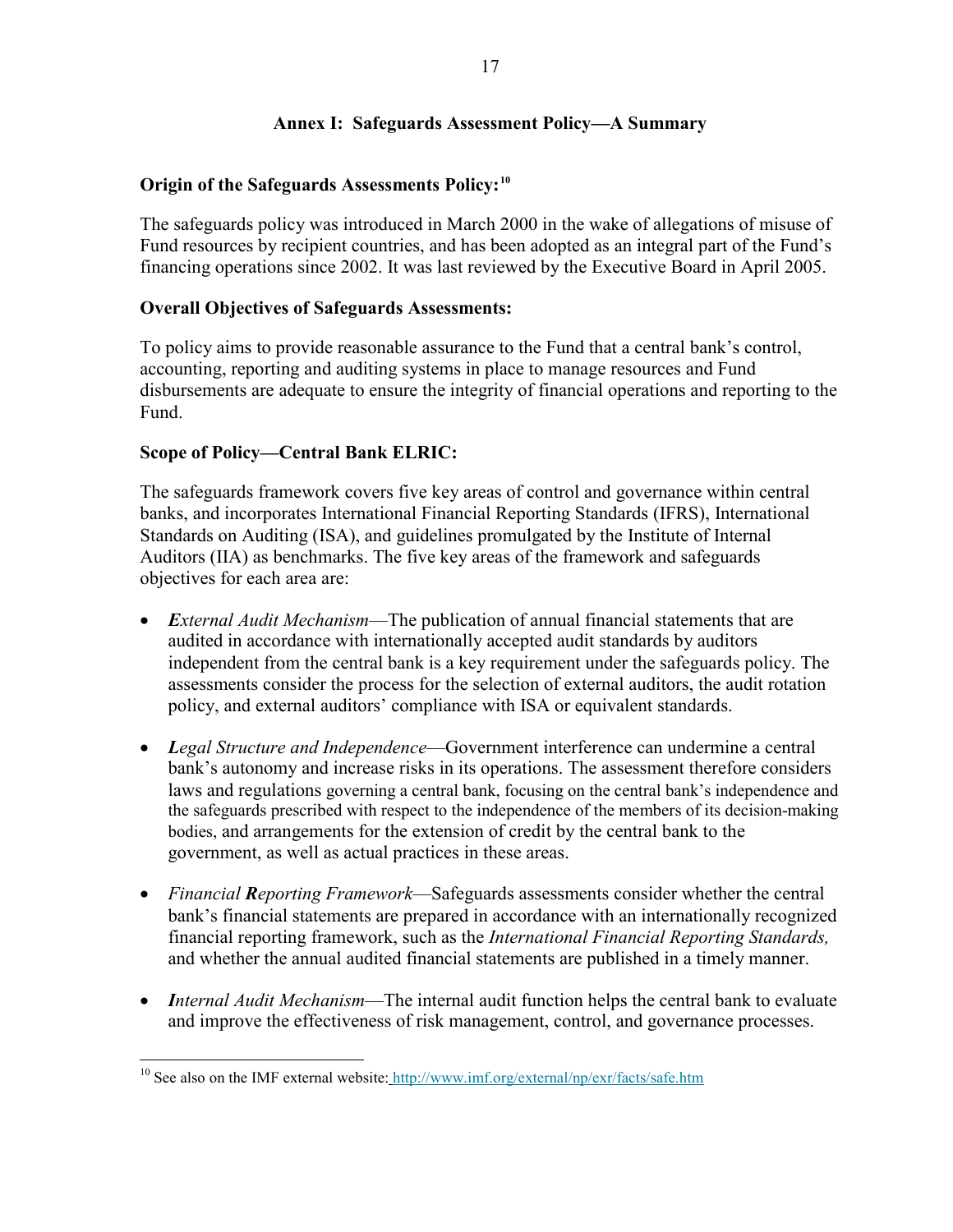## Annex I: Safeguards Assessment Policy—A Summary

**Origin of the Safeguards Assessments Policy:**[10]

The safeguards policy was introduced in March 2000 in the wake of allegations of misuse of Fund resources by recipient countries, and has been adopted as an integral part of the Fund's financing operations since 2002. It was last reviewed by the Executive Board in April 2005.

**Overall Objectives of Safeguards Assessments:**

To policy aims to provide reasonable assurance to the Fund that a central bank's control, accounting, reporting and auditing systems in place to manage resources and Fund disbursements are adequate to ensure the integrity of financial operations and reporting to the Fund.

**Scope of Policy—Central Bank ELRIC:**

The safeguards framework covers five key areas of control and governance within central banks, and incorporates International Financial Reporting Standards (IFRS), International Standards on Auditing (ISA), and guidelines promulgated by the Institute of Internal Auditors (IIA) as benchmarks. The five key areas of the framework and safeguards objectives for each area are:

- ***E**xternal Audit Mechanism*—The publication of annual financial statements that are audited in accordance with internationally accepted audit standards by auditors independent from the central bank is a key requirement under the safeguards policy. The assessments consider the process for the selection of external auditors, the audit rotation policy, and external auditors' compliance with ISA or equivalent standards.

- ***L**egal Structure and Independence*—Government interference can undermine a central bank's autonomy and increase risks in its operations. The assessment therefore considers laws and regulations governing a central bank, focusing on the central bank's independence and the safeguards prescribed with respect to the independence of the members of its decision-making bodies, and arrangements for the extension of credit by the central bank to the government, as well as actual practices in these areas.

- *Financial **R**eporting Framework*—Safeguards assessments consider whether the central bank's financial statements are prepared in accordance with an internationally recognized financial reporting framework, such as the *International Financial Reporting Standards,* and whether the annual audited financial statements are published in a timely manner.

- ***I**nternal Audit Mechanism*—The internal audit function helps the central bank to evaluate and improve the effectiveness of risk management, control, and governance processes.

---

[10] See also on the IMF external website: http://www.imf.org/external/np/exr/facts/safe.htm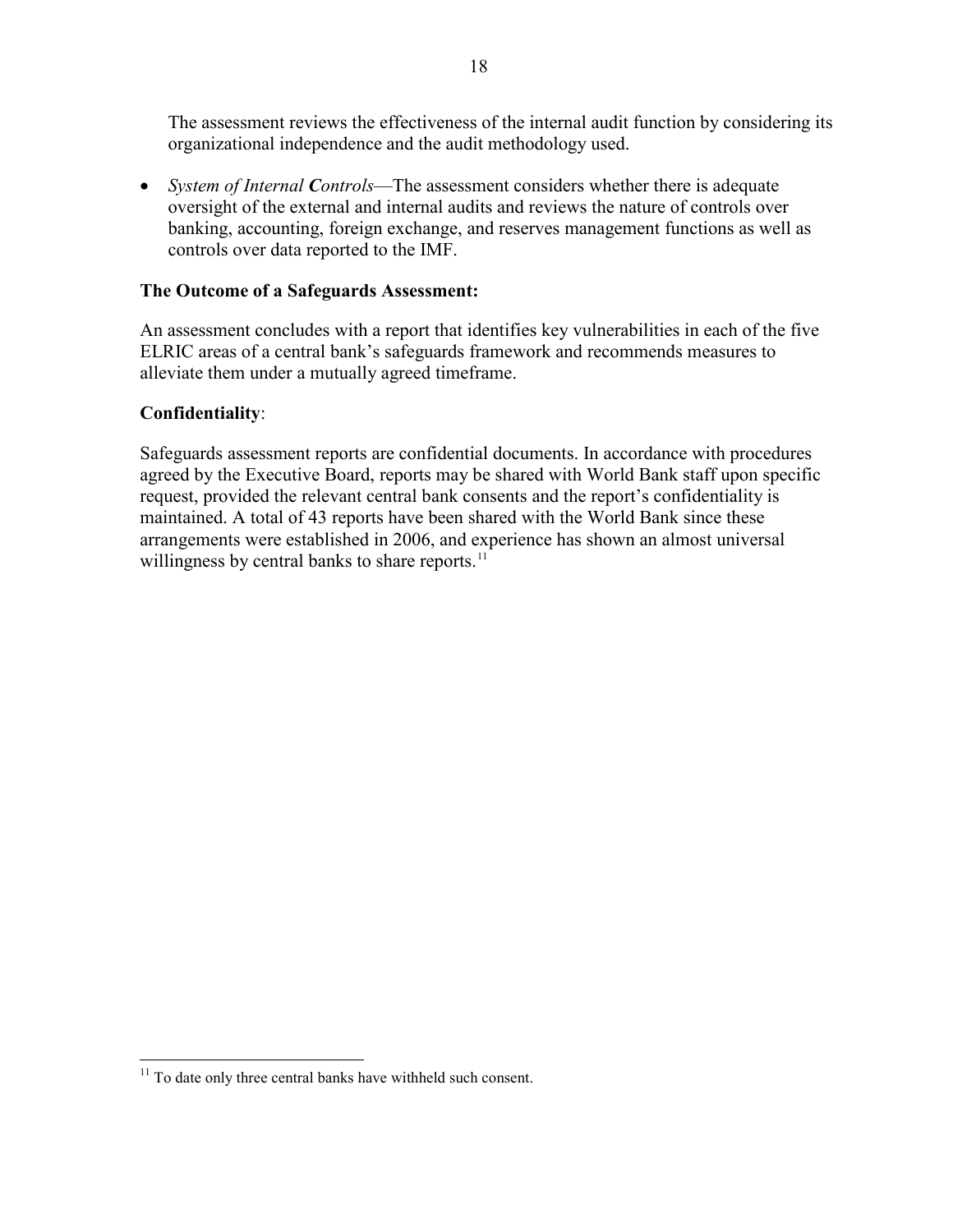The assessment reviews the effectiveness of the internal audit function by considering its organizational independence and the audit methodology used.

- *System of Internal **C**ontrols*—The assessment considers whether there is adequate oversight of the external and internal audits and reviews the nature of controls over banking, accounting, foreign exchange, and reserves management functions as well as controls over data reported to the IMF.

**The Outcome of a Safeguards Assessment:**

An assessment concludes with a report that identifies key vulnerabilities in each of the five ELRIC areas of a central bank's safeguards framework and recommends measures to alleviate them under a mutually agreed timeframe.

**Confidentiality**:

Safeguards assessment reports are confidential documents. In accordance with procedures agreed by the Executive Board, reports may be shared with World Bank staff upon specific request, provided the relevant central bank consents and the report's confidentiality is maintained. A total of 43 reports have been shared with the World Bank since these arrangements were established in 2006, and experience has shown an almost universal willingness by central banks to share reports.[11]

[11] To date only three central banks have withheld such consent.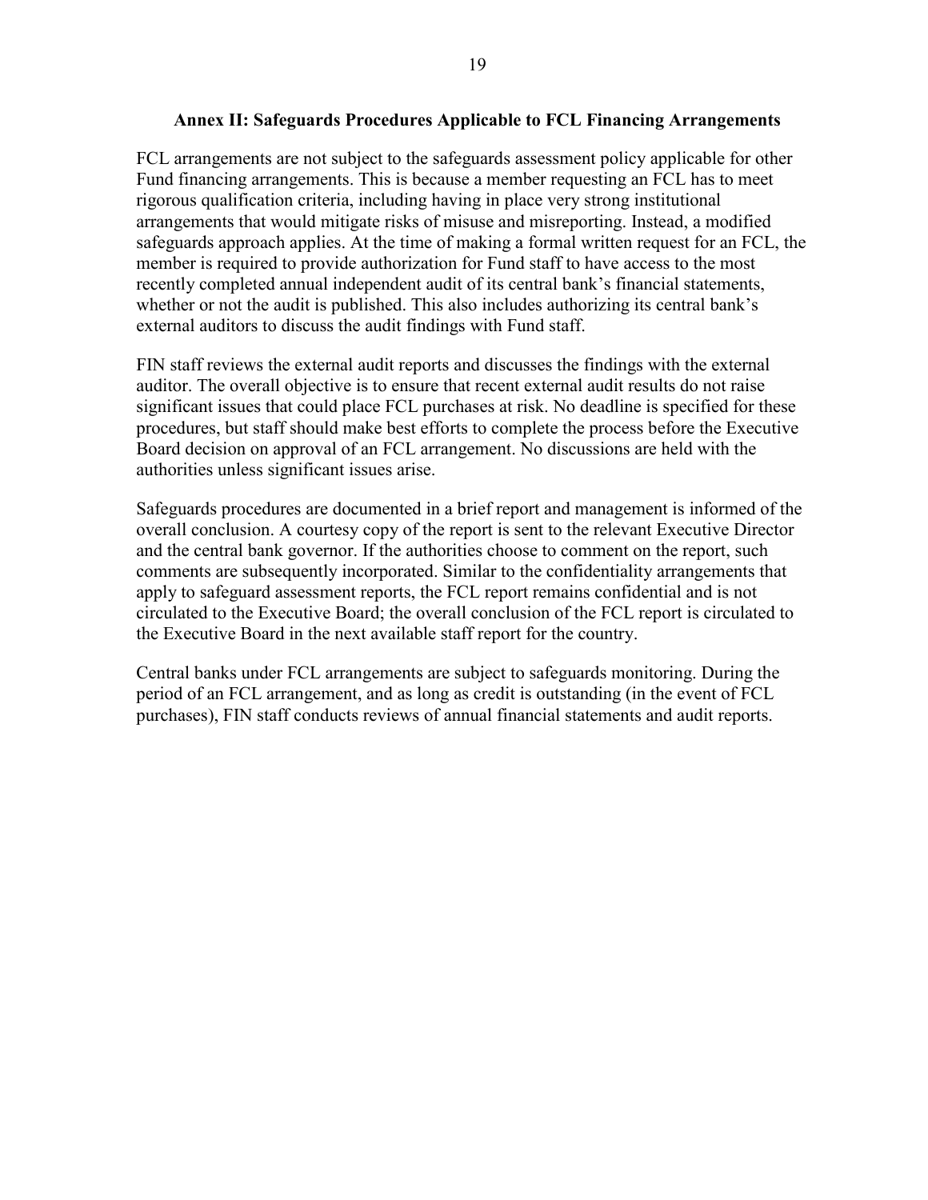## Annex II: Safeguards Procedures Applicable to FCL Financing Arrangements

FCL arrangements are not subject to the safeguards assessment policy applicable for other Fund financing arrangements. This is because a member requesting an FCL has to meet rigorous qualification criteria, including having in place very strong institutional arrangements that would mitigate risks of misuse and misreporting. Instead, a modified safeguards approach applies. At the time of making a formal written request for an FCL, the member is required to provide authorization for Fund staff to have access to the most recently completed annual independent audit of its central bank's financial statements, whether or not the audit is published. This also includes authorizing its central bank's external auditors to discuss the audit findings with Fund staff.

FIN staff reviews the external audit reports and discusses the findings with the external auditor. The overall objective is to ensure that recent external audit results do not raise significant issues that could place FCL purchases at risk. No deadline is specified for these procedures, but staff should make best efforts to complete the process before the Executive Board decision on approval of an FCL arrangement. No discussions are held with the authorities unless significant issues arise.

Safeguards procedures are documented in a brief report and management is informed of the overall conclusion. A courtesy copy of the report is sent to the relevant Executive Director and the central bank governor. If the authorities choose to comment on the report, such comments are subsequently incorporated. Similar to the confidentiality arrangements that apply to safeguard assessment reports, the FCL report remains confidential and is not circulated to the Executive Board; the overall conclusion of the FCL report is circulated to the Executive Board in the next available staff report for the country.

Central banks under FCL arrangements are subject to safeguards monitoring. During the period of an FCL arrangement, and as long as credit is outstanding (in the event of FCL purchases), FIN staff conducts reviews of annual financial statements and audit reports.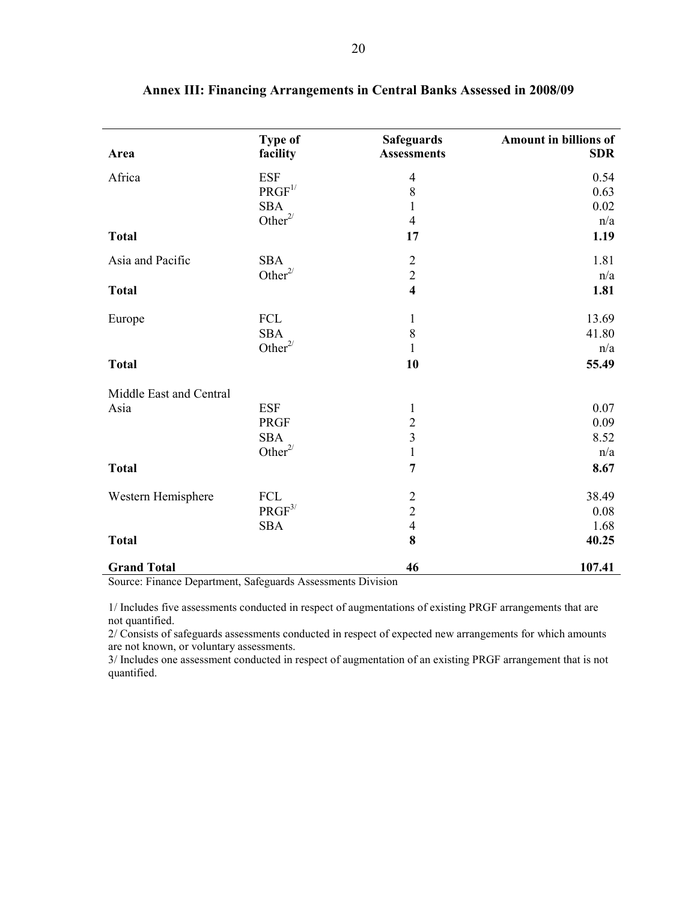## Annex III: Financing Arrangements in Central Banks Assessed in 2008/09

| Area | Type of facility | Safeguards Assessments | Amount in billions of SDR |
|---|---|---|---|
| Africa | ESF | 4 | 0.54 |
| | PRGF[1/] | 8 | 0.63 |
| | SBA | 1 | 0.02 |
| | Other[2/] | 4 | n/a |
| **Total** | | **17** | **1.19** |
| Asia and Pacific | SBA | 2 | 1.81 |
| | Other[2/] | 2 | n/a |
| **Total** | | **4** | **1.81** |
| Europe | FCL | 1 | 13.69 |
| | SBA | 8 | 41.80 |
| | Other[2/] | 1 | n/a |
| **Total** | | **10** | **55.49** |
| Middle East and Central Asia | ESF | 1 | 0.07 |
| | PRGF | 2 | 0.09 |
| | SBA | 3 | 8.52 |
| | Other[2/] | 1 | n/a |
| **Total** | | **7** | **8.67** |
| Western Hemisphere | FCL | 2 | 38.49 |
| | PRGF[3/] | 2 | 0.08 |
| | SBA | 4 | 1.68 |
| **Total** | | **8** | **40.25** |
| **Grand Total** | | **46** | **107.41** |

Source: Finance Department, Safeguards Assessments Division

1/ Includes five assessments conducted in respect of augmentations of existing PRGF arrangements that are not quantified.

2/ Consists of safeguards assessments conducted in respect of expected new arrangements for which amounts are not known, or voluntary assessments.

3/ Includes one assessment conducted in respect of augmentation of an existing PRGF arrangement that is not quantified.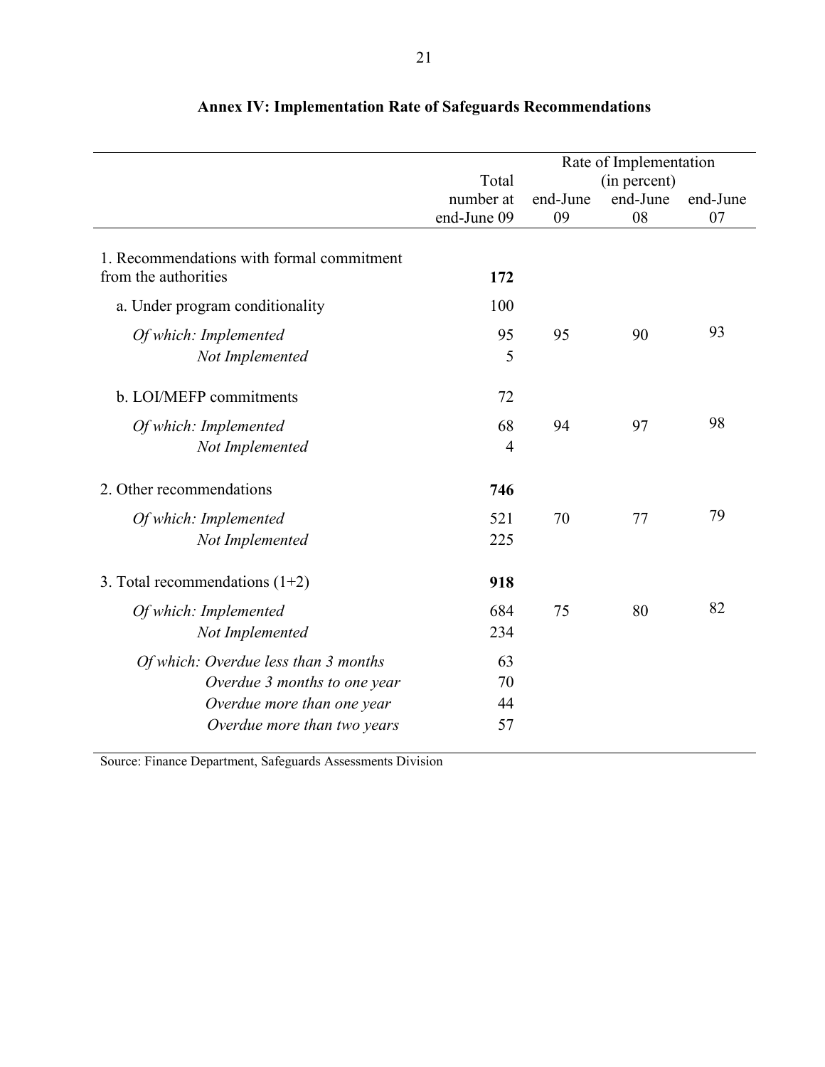## Annex IV: Implementation Rate of Safeguards Recommendations

| | Total number at end-June 09 | Rate of Implementation (in percent) end-June 09 | end-June 08 | end-June 07 |
|---|---|---|---|---|
| 1. Recommendations with formal commitment from the authorities | **172** | | | |
| a. Under program conditionality | 100 | | | |
| *Of which: Implemented* | 95 | 95 | 90 | 93 |
| *Not Implemented* | 5 | | | |
| b. LOI/MEFP commitments | 72 | | | |
| *Of which: Implemented* | 68 | 94 | 97 | 98 |
| *Not Implemented* | 4 | | | |
| 2. Other recommendations | **746** | | | |
| *Of which: Implemented* | 521 | 70 | 77 | 79 |
| *Not Implemented* | 225 | | | |
| 3. Total recommendations (1+2) | **918** | | | |
| *Of which: Implemented* | 684 | 75 | 80 | 82 |
| *Not Implemented* | 234 | | | |
| *Of which: Overdue less than 3 months* | 63 | | | |
| *Overdue 3 months to one year* | 70 | | | |
| *Overdue more than one year* | 44 | | | |
| *Overdue more than two years* | 57 | | | |

Source: Finance Department, Safeguards Assessments Division